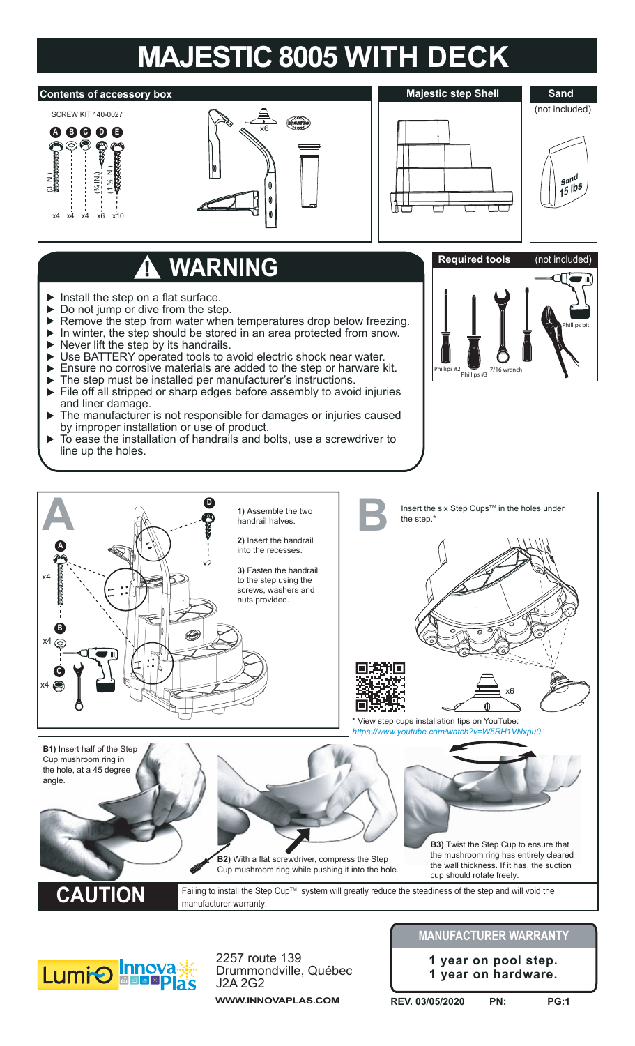# MAJESTIC 8005 WITH DECK

## Contents of accessory box

SCREW KIT 140-0027

A B C D E

(3 IN.) (¾ IN.) (1 ½ IN.)

x4 x4 x4 x6 x10

x6

## Majestic step Shell

## Sand

(not included)

Sand 15 lbs

## ⚠ WARNING

- Install the step on a flat surface.
- Do not jump or dive from the step.
- Remove the step from water when temperatures drop below freezing.
- In winter, the step should be stored in an area protected from snow.
- Never lift the step by its handrails.
- Use BATTERY operated tools to avoid electric shock near water.
- Ensure no corrosive materials are added to the step or harware kit.
- The step must be installed per manufacturer's instructions.
- File off all stripped or sharp edges before assembly to avoid injuries and liner damage.
- The manufacturer is not responsible for damages or injuries caused by improper installation or use of product.
- To ease the installation of handrails and bolts, use a screwdriver to line up the holes.

## Required tools

(not included)

Phillips #2, Phillips #3, 7/16 wrench, Phillips bit

## A

1) Assemble the two handrail halves.

2) Insert the handrail into the recesses.

3) Fasten the handrail to the step using the screws, washers and nuts provided.

D x2, A x4, B x4, C x4

## B

Insert the six Step Cups™ in the holes under the step.*

x6

\* View step cups installation tips on YouTube: *https://www.youtube.com/watch?v=W5RH1VNxpu0*

**B1)** Insert half of the Step Cup mushroom ring in the hole, at a 45 degree angle.

**B2)** With a flat screwdriver, compress the Step Cup mushroom ring while pushing it into the hole.

**B3)** Twist the Step Cup to ensure that the mushroom ring has entirely cleared the wall thickness. If it has, the suction cup should rotate freely.

## CAUTION

Failing to install the Step Cup™ system will greatly reduce the steadiness of the step and will void the manufacturer warranty.

Lumi-O Innova Plas

2257 route 139
Drummondville, Québec
J2A 2G2

**WWW.INNOVAPLAS.COM**

## MANUFACTURER WARRANTY

**1 year on pool step.**
**1 year on hardware.**

REV. 03/05/2020 PN: PG:1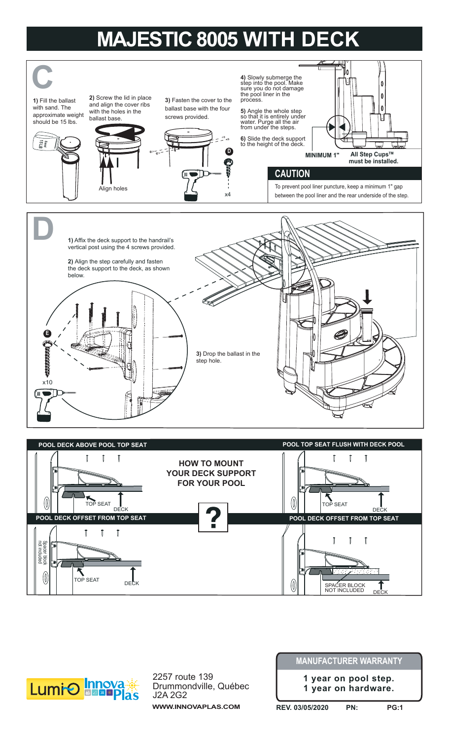# MAJESTIC 8005 WITH DECK

## C

**1)** Fill the ballast with sand. The approximate weight should be 15 lbs.

**2)** Screw the lid in place and align the cover ribs with the holes in the ballast base.

Align holes

**3)** Fasten the cover to the ballast base with the four screws provided.

D

x4

**4)** Slowly submerge the step into the pool. Make sure you do not damage the pool liner in the process.

**5)** Angle the whole step so that it is entirely under water. Purge all the air from under the steps.

**6)** Slide the deck support to the height of the deck.

MINIMUM 1"

**All Step Cups™ must be installed.**

### CAUTION

To prevent pool liner puncture, keep a minimum 1" gap between the pool liner and the rear underside of the step.

## D

**1)** Affix the deck support to the handrail's vertical post using the 4 screws provided.

**2)** Align the step carefully and fasten the deck support to the deck, as shown below.

**3)** Drop the ballast in the step hole.

E

x10

## HOW TO MOUNT YOUR DECK SUPPORT FOR YOUR POOL

?

**POOL DECK ABOVE POOL TOP SEAT**

TOP SEAT

DECK

**POOL TOP SEAT FLUSH WITH DECK POOL**

TOP SEAT

DECK

**POOL DECK OFFSET FROM TOP SEAT**

Spacer block not included

TOP SEAT

DECK

**POOL DECK OFFSET FROM TOP SEAT**

SPACER BLOCK NOT INCLUDED

DECK

Lumi-O Innova Plas

2257 route 139
Drummondville, Québec
J2A 2G2

**WWW.INNOVAPLAS.COM**

**MANUFACTURER WARRANTY**

**1 year on pool step.**
**1 year on hardware.**

REV. 03/05/2020 PN: PG:1